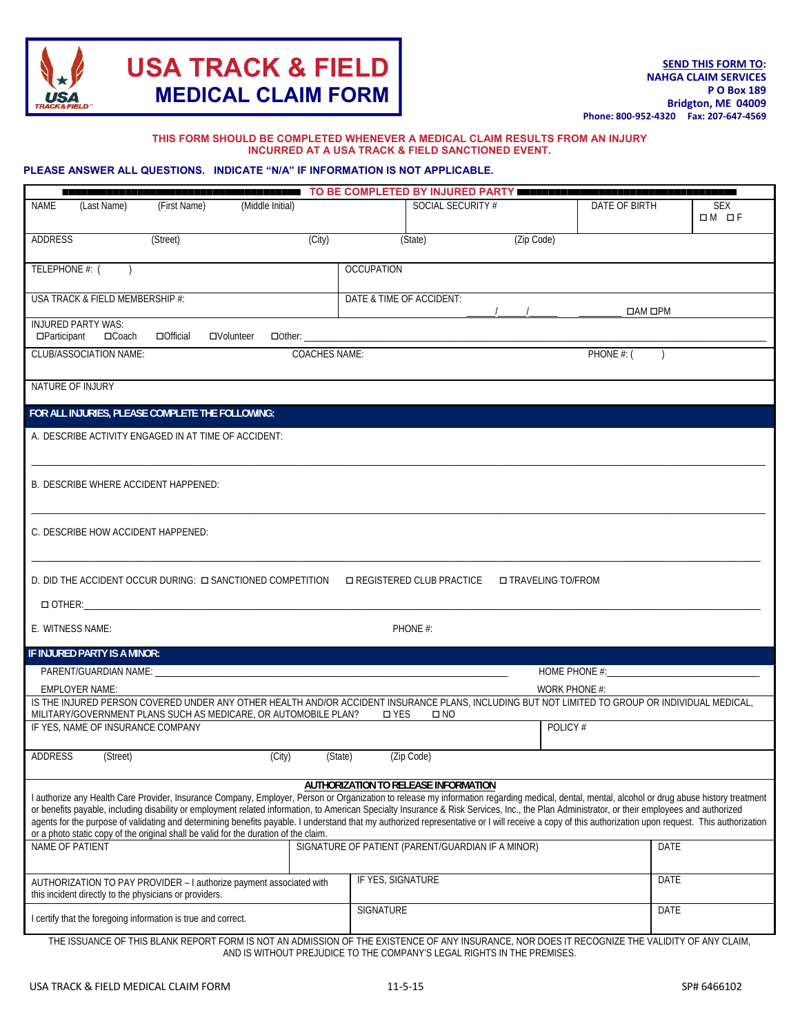# USA TRACK & FIELD MEDICAL CLAIM FORM

**SEND THIS FORM TO:**
**NAHGA CLAIM SERVICES**
**P O Box 189**
**Bridgton, ME 04009**
**Phone: 800-952-4320 Fax: 207-647-4569**

**THIS FORM SHOULD BE COMPLETED WHENEVER A MEDICAL CLAIM RESULTS FROM AN INJURY INCURRED AT A USA TRACK & FIELD SANCTIONED EVENT.**

**PLEASE ANSWER ALL QUESTIONS. INDICATE "N/A" IF INFORMATION IS NOT APPLICABLE.**

## TO BE COMPLETED BY INJURED PARTY

| NAME (Last Name) (First Name) (Middle Initial) | SOCIAL SECURITY # | DATE OF BIRTH | SEX ☐M ☐F |
|---|---|---|---|

ADDRESS (Street) (City) (State) (Zip Code)

| TELEPHONE #: ( ) | OCCUPATION |
|---|---|
| USA TRACK & FIELD MEMBERSHIP #: | DATE & TIME OF ACCIDENT: \_\_\_\_\_/\_\_\_\_\_/\_\_\_\_\_ \_\_\_\_\_\_\_\_\_ ☐AM ☐PM |

INJURED PARTY WAS:
☐Participant ☐Coach ☐Official ☐Volunteer ☐Other: \_\_\_\_\_\_\_\_\_\_\_\_\_\_\_\_\_\_\_\_\_\_\_\_\_\_\_\_\_\_

CLUB/ASSOCIATION NAME: COACHES NAME: PHONE #: ( )

NATURE OF INJURY

## FOR ALL INJURIES, PLEASE COMPLETE THE FOLLOWING:

A. DESCRIBE ACTIVITY ENGAGED IN AT TIME OF ACCIDENT:

\_\_\_\_\_\_\_\_\_\_\_\_\_\_\_\_\_\_\_\_\_\_\_\_\_\_\_\_\_\_\_\_\_\_\_\_\_\_\_\_\_\_\_\_\_\_\_\_\_\_\_\_\_\_\_\_\_\_\_\_

B. DESCRIBE WHERE ACCIDENT HAPPENED:

\_\_\_\_\_\_\_\_\_\_\_\_\_\_\_\_\_\_\_\_\_\_\_\_\_\_\_\_\_\_\_\_\_\_\_\_\_\_\_\_\_\_\_\_\_\_\_\_\_\_\_\_\_\_\_\_\_\_\_\_

C. DESCRIBE HOW ACCIDENT HAPPENED:

\_\_\_\_\_\_\_\_\_\_\_\_\_\_\_\_\_\_\_\_\_\_\_\_\_\_\_\_\_\_\_\_\_\_\_\_\_\_\_\_\_\_\_\_\_\_\_\_\_\_\_\_\_\_\_\_\_\_\_\_

D. DID THE ACCIDENT OCCUR DURING: ☐ SANCTIONED COMPETITION ☐ REGISTERED CLUB PRACTICE ☐ TRAVELING TO/FROM

☐ OTHER: \_\_\_\_\_\_\_\_\_\_\_\_\_\_\_\_\_\_\_\_\_\_\_\_\_\_\_\_\_\_\_\_\_\_\_\_\_\_\_\_\_\_\_\_\_\_\_\_\_\_\_\_

E. WITNESS NAME: PHONE #:

## IF INJURED PARTY IS A MINOR:

PARENT/GUARDIAN NAME: \_\_\_\_\_\_\_\_\_\_\_\_\_\_\_\_\_\_\_\_\_\_\_\_\_\_\_\_\_\_ HOME PHONE #: \_\_\_\_\_\_\_\_\_\_\_\_\_\_\_\_

EMPLOYER NAME: WORK PHONE #:

IS THE INJURED PERSON COVERED UNDER ANY OTHER HEALTH AND/OR ACCIDENT INSURANCE PLANS, INCLUDING BUT NOT LIMITED TO GROUP OR INDIVIDUAL MEDICAL, MILITARY/GOVERNMENT PLANS SUCH AS MEDICARE, OR AUTOMOBILE PLAN? ☐ YES ☐ NO

| IF YES, NAME OF INSURANCE COMPANY | POLICY # |
|---|---|

ADDRESS (Street) (City) (State) (Zip Code)

### AUTHORIZATION TO RELEASE INFORMATION

I authorize any Health Care Provider, Insurance Company, Employer, Person or Organization to release my information regarding medical, dental, mental, alcohol or drug abuse history treatment or benefits payable, including disability or employment related information, to American Specialty Insurance & Risk Services, Inc., the Plan Administrator, or their employees and authorized agents for the purpose of validating and determining benefits payable. I understand that my authorized representative or I will receive a copy of this authorization upon request. This authorization or a photo static copy of the original shall be valid for the duration of the claim.

| NAME OF PATIENT | SIGNATURE OF PATIENT (PARENT/GUARDIAN IF A MINOR) | DATE |
|---|---|---|
| AUTHORIZATION TO PAY PROVIDER – I authorize payment associated with this incident directly to the physicians or providers. | IF YES, SIGNATURE | DATE |
| I certify that the foregoing information is true and correct. | SIGNATURE | DATE |

THE ISSUANCE OF THIS BLANK REPORT FORM IS NOT AN ADMISSION OF THE EXISTENCE OF ANY INSURANCE, NOR DOES IT RECOGNIZE THE VALIDITY OF ANY CLAIM, AND IS WITHOUT PREJUDICE TO THE COMPANY'S LEGAL RIGHTS IN THE PREMISES.

USA TRACK & FIELD MEDICAL CLAIM FORM 11-5-15 SP# 6466102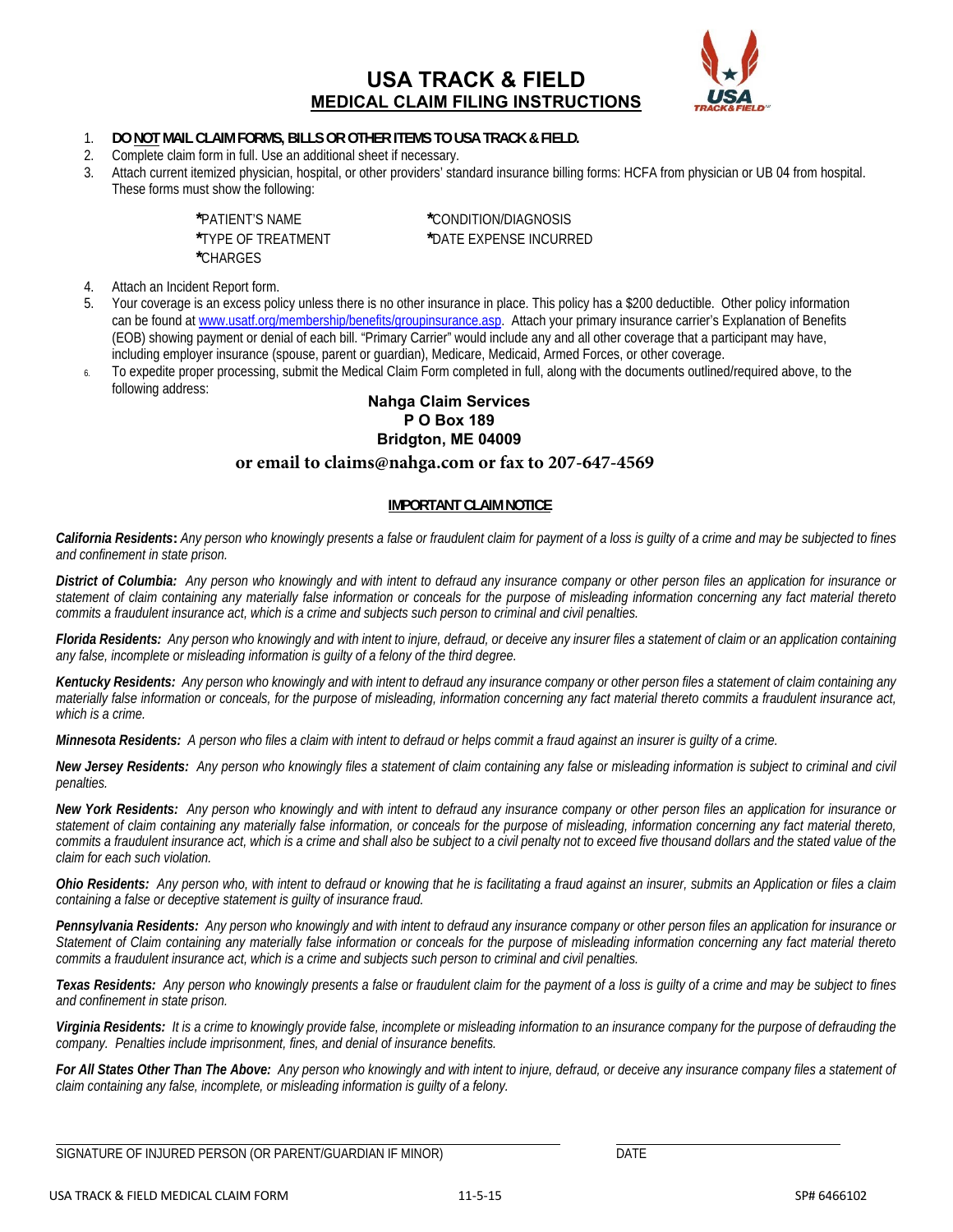# USA TRACK & FIELD

## MEDICAL CLAIM FILING INSTRUCTIONS

1. **DO NOT MAIL CLAIM FORMS, BILLS OR OTHER ITEMS TO USA TRACK & FIELD.**
2. Complete claim form in full. Use an additional sheet if necessary.
3. Attach current itemized physician, hospital, or other providers' standard insurance billing forms: HCFA from physician or UB 04 from hospital. These forms must show the following:

   | | |
   |---|---|
   | ***PATIENT'S NAME** | ***CONDITION/DIAGNOSIS** |
   | ***TYPE OF TREATMENT** | ***DATE EXPENSE INCURRED** |
   | ***CHARGES** | |

4. Attach an Incident Report form.
5. Your coverage is an excess policy unless there is no other insurance in place. This policy has a $200 deductible. Other policy information can be found at www.usatf.org/membership/benefits/groupinsurance.asp. Attach your primary insurance carrier's Explanation of Benefits (EOB) showing payment or denial of each bill. "Primary Carrier" would include any and all other coverage that a participant may have, including employer insurance (spouse, parent or guardian), Medicare, Medicaid, Armed Forces, or other coverage.
6. To expedite proper processing, submit the Medical Claim Form completed in full, along with the documents outlined/required above, to the following address:

**Nahga Claim Services**
**P O Box 189**
**Bridgton, ME 04009**

**or email to claims@nahga.com or fax to 207-647-4569**

### IMPORTANT CLAIM NOTICE

***California Residents:*** *Any person who knowingly presents a false or fraudulent claim for payment of a loss is guilty of a crime and may be subjected to fines and confinement in state prison.*

***District of Columbia:*** *Any person who knowingly and with intent to defraud any insurance company or other person files an application for insurance or statement of claim containing any materially false information or conceals for the purpose of misleading information concerning any fact material thereto commits a fraudulent insurance act, which is a crime and subjects such person to criminal and civil penalties.*

***Florida Residents:*** *Any person who knowingly and with intent to injure, defraud, or deceive any insurer files a statement of claim or an application containing any false, incomplete or misleading information is guilty of a felony of the third degree.*

***Kentucky Residents:*** *Any person who knowingly and with intent to defraud any insurance company or other person files a statement of claim containing any materially false information or conceals, for the purpose of misleading, information concerning any fact material thereto commits a fraudulent insurance act, which is a crime.*

***Minnesota Residents:*** *A person who files a claim with intent to defraud or helps commit a fraud against an insurer is guilty of a crime.*

***New Jersey Residents:*** *Any person who knowingly files a statement of claim containing any false or misleading information is subject to criminal and civil penalties.*

***New York Residents:*** *Any person who knowingly and with intent to defraud any insurance company or other person files an application for insurance or statement of claim containing any materially false information, or conceals for the purpose of misleading, information concerning any fact material thereto, commits a fraudulent insurance act, which is a crime and shall also be subject to a civil penalty not to exceed five thousand dollars and the stated value of the claim for each such violation.*

***Ohio Residents:*** *Any person who, with intent to defraud or knowing that he is facilitating a fraud against an insurer, submits an Application or files a claim containing a false or deceptive statement is guilty of insurance fraud.*

***Pennsylvania Residents:*** *Any person who knowingly and with intent to defraud any insurance company or other person files an application for insurance or Statement of Claim containing any materially false information or conceals for the purpose of misleading information concerning any fact material thereto commits a fraudulent insurance act, which is a crime and subjects such person to criminal and civil penalties.*

***Texas Residents:*** *Any person who knowingly presents a false or fraudulent claim for the payment of a loss is guilty of a crime and may be subject to fines and confinement in state prison.*

***Virginia Residents:*** *It is a crime to knowingly provide false, incomplete or misleading information to an insurance company for the purpose of defrauding the company. Penalties include imprisonment, fines, and denial of insurance benefits.*

***For All States Other Than The Above:*** *Any person who knowingly and with intent to injure, defraud, or deceive any insurance company files a statement of claim containing any false, incomplete, or misleading information is guilty of a felony.*

SIGNATURE OF INJURED PERSON (OR PARENT/GUARDIAN IF MINOR) ____________________ DATE ____________

USA TRACK & FIELD MEDICAL CLAIM FORM 11-5-15 SP# 6466102